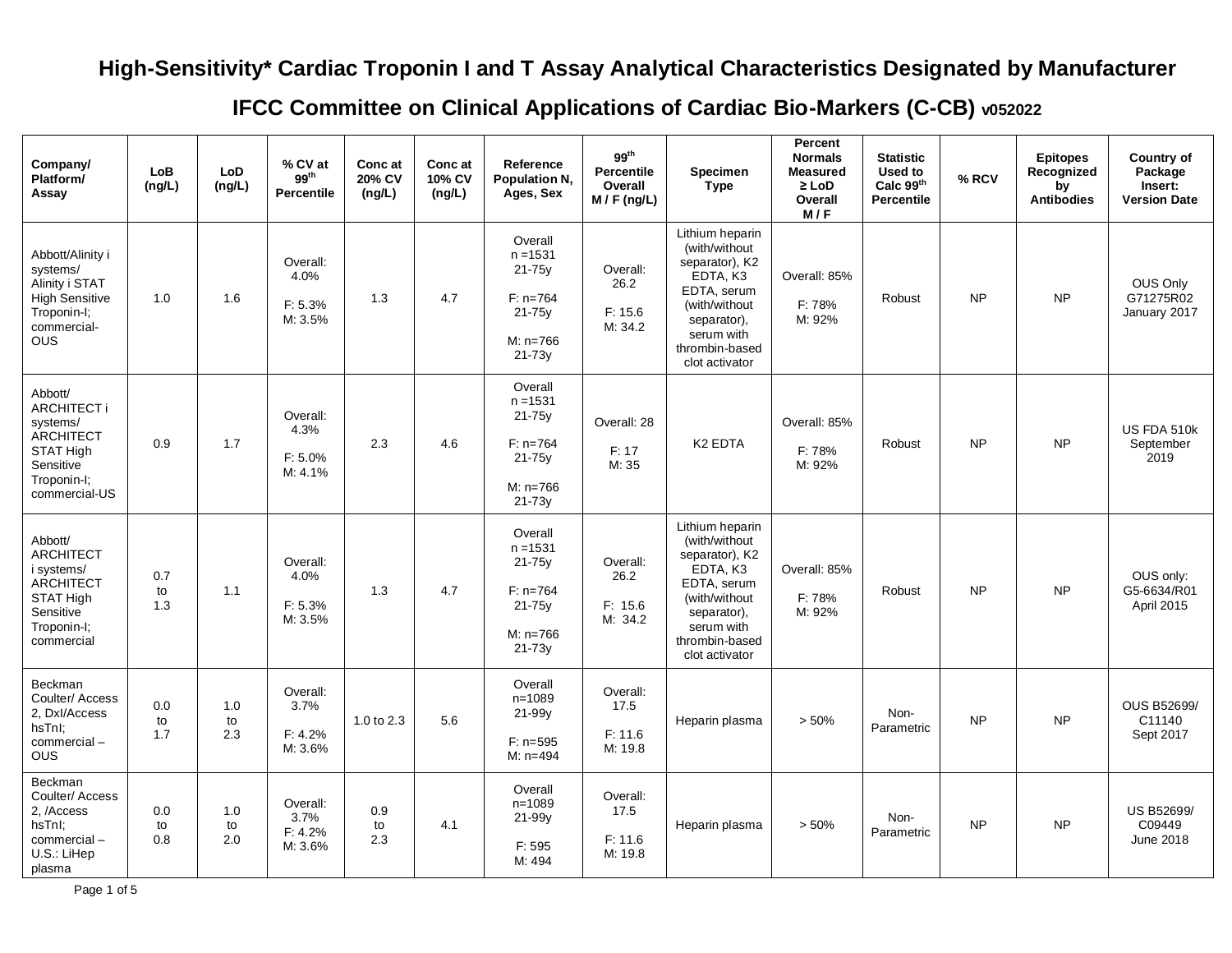# High-Sensitivity* Cardiac Troponin I and T Assay Analytical Characteristics Designated by Manufacturer

## IFCC Committee on Clinical Applications of Cardiac Bio-Markers (C-CB) v052022

| Company/ Platform/ Assay | LoB (ng/L) | LoD (ng/L) | % CV at 99th Percentile | Conc at 20% CV (ng/L) | Conc at 10% CV (ng/L) | Reference Population N, Ages, Sex | 99th Percentile Overall M / F (ng/L) | Specimen Type | Percent Normals Measured ≥ LoD Overall M / F | Statistic Used to Calc 99th Percentile | % RCV | Epitopes Recognized by Antibodies | Country of Package Insert: Version Date |
|---|---|---|---|---|---|---|---|---|---|---|---|---|---|
| Abbott/Alinity i systems/ Alinity i STAT High Sensitive Troponin-I; commercial-OUS | 1.0 | 1.6 | Overall: 4.0% F: 5.3% M: 3.5% | 1.3 | 4.7 | Overall n =1531 21-75y F: n=764 21-75y M: n=766 21-73y | Overall: 26.2 F: 15.6 M: 34.2 | Lithium heparin (with/without separator), K2 EDTA, K3 EDTA, serum (with/without separator), serum with thrombin-based clot activator | Overall: 85% F: 78% M: 92% | Robust | NP | NP | OUS Only G71275R02 January 2017 |
| Abbott/ ARCHITECT i systems/ ARCHITECT STAT High Sensitive Troponin-I; commercial-US | 0.9 | 1.7 | Overall: 4.3% F: 5.0% M: 4.1% | 2.3 | 4.6 | Overall n =1531 21-75y F: n=764 21-75y M: n=766 21-73y | Overall: 28 F: 17 M: 35 | K2 EDTA | Overall: 85% F: 78% M: 92% | Robust | NP | NP | US FDA 510k September 2019 |
| Abbott/ ARCHITECT i systems/ ARCHITECT STAT High Sensitive Troponin-I; commercial | 0.7 to 1.3 | 1.1 | Overall: 4.0% F: 5.3% M: 3.5% | 1.3 | 4.7 | Overall n =1531 21-75y F: n=764 21-75y M: n=766 21-73y | Overall: 26.2 F: 15.6 M: 34.2 | Lithium heparin (with/without separator), K2 EDTA, K3 EDTA, serum (with/without separator), serum with thrombin-based clot activator | Overall: 85% F: 78% M: 92% | Robust | NP | NP | OUS only: G5-6634/R01 April 2015 |
| Beckman Coulter/ Access 2, DxI/Access hsTnI; commercial – OUS | 0.0 to 1.7 | 1.0 to 2.3 | Overall: 3.7% F: 4.2% M: 3.6% | 1.0 to 2.3 | 5.6 | Overall n=1089 21-99y F: n=595 M: n=494 | Overall: 17.5 F: 11.6 M: 19.8 | Heparin plasma | > 50% | Non-Parametric | NP | NP | OUS B52699/ C11140 Sept 2017 |
| Beckman Coulter/ Access 2, /Access hsTnI; commercial – U.S.: LiHep plasma | 0.0 to 0.8 | 1.0 to 2.0 | Overall: 3.7% F: 4.2% M: 3.6% | 0.9 to 2.3 | 4.1 | Overall n=1089 21-99y F: 595 M: 494 | Overall: 17.5 F: 11.6 M: 19.8 | Heparin plasma | > 50% | Non-Parametric | NP | NP | US B52699/ C09449 June 2018 |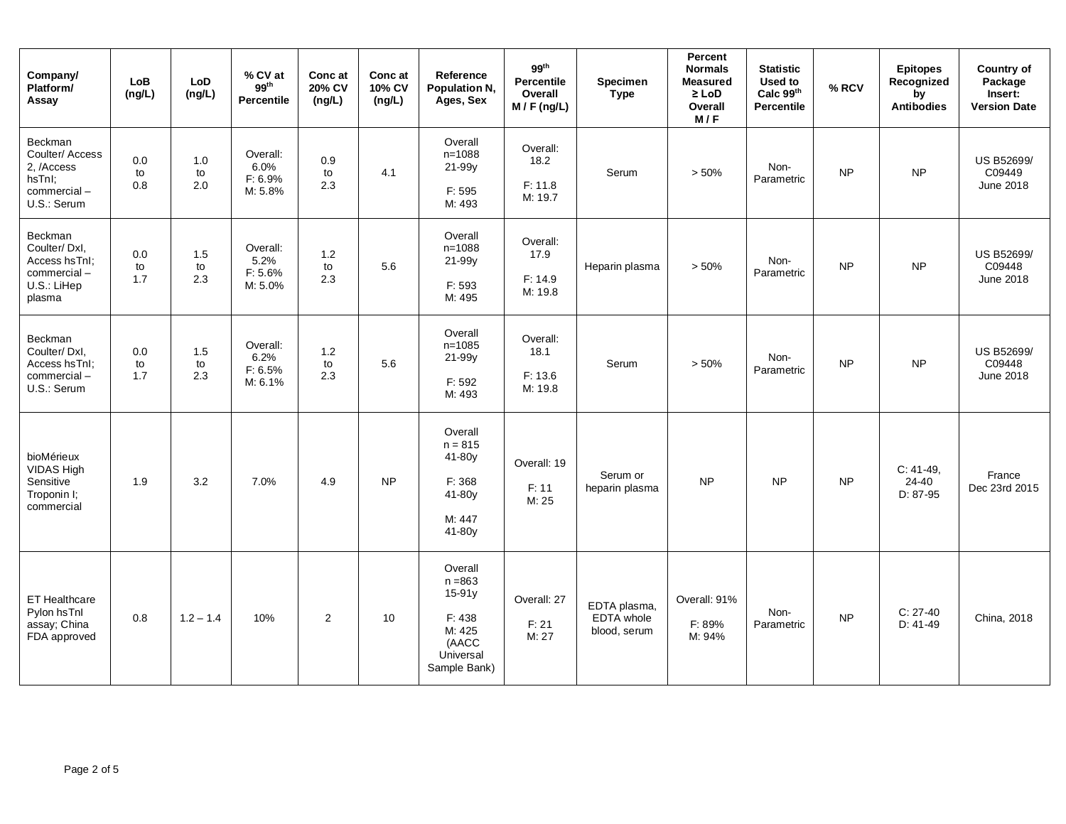| Company/ Platform/ Assay | LoB (ng/L) | LoD (ng/L) | % CV at 99th Percentile | Conc at 20% CV (ng/L) | Conc at 10% CV (ng/L) | Reference Population N, Ages, Sex | 99th Percentile Overall M / F (ng/L) | Specimen Type | Percent Normals Measured ≥ LoD Overall M / F | Statistic Used to Calc 99th Percentile | % RCV | Epitopes Recognized by Antibodies | Country of Package Insert: Version Date |
|---|---|---|---|---|---|---|---|---|---|---|---|---|---|
| Beckman Coulter/ Access 2, /Access hsTnI; commercial – U.S.: Serum | 0.0 to 0.8 | 1.0 to 2.0 | Overall: 6.0% F: 6.9% M: 5.8% | 0.9 to 2.3 | 4.1 | Overall n=1088 21-99y F: 595 M: 493 | Overall: 18.2 F: 11.8 M: 19.7 | Serum | > 50% | Non-Parametric | NP | NP | US B52699/ C09449 June 2018 |
| Beckman Coulter/ DxI, Access hsTnI; commercial – U.S.: LiHep plasma | 0.0 to 1.7 | 1.5 to 2.3 | Overall: 5.2% F: 5.6% M: 5.0% | 1.2 to 2.3 | 5.6 | Overall n=1088 21-99y F: 593 M: 495 | Overall: 17.9 F: 14.9 M: 19.8 | Heparin plasma | > 50% | Non-Parametric | NP | NP | US B52699/ C09448 June 2018 |
| Beckman Coulter/ DxI, Access hsTnI; commercial – U.S.: Serum | 0.0 to 1.7 | 1.5 to 2.3 | Overall: 6.2% F: 6.5% M: 6.1% | 1.2 to 2.3 | 5.6 | Overall n=1085 21-99y F: 592 M: 493 | Overall: 18.1 F: 13.6 M: 19.8 | Serum | > 50% | Non-Parametric | NP | NP | US B52699/ C09448 June 2018 |
| bioMérieux VIDAS High Sensitive Troponin I; commercial | 1.9 | 3.2 | 7.0% | 4.9 | NP | Overall n = 815 41-80y F: 368 41-80y M: 447 41-80y | Overall: 19 F: 11 M: 25 | Serum or heparin plasma | NP | NP | NP | C: 41-49, 24-40 D: 87-95 | France Dec 23rd 2015 |
| ET Healthcare Pylon hsTnI assay; China FDA approved | 0.8 | 1.2 – 1.4 | 10% | 2 | 10 | Overall n =863 15-91y F: 438 M: 425 (AACC Universal Sample Bank) | Overall: 27 F: 21 M: 27 | EDTA plasma, EDTA whole blood, serum | Overall: 91% F: 89% M: 94% | Non-Parametric | NP | C: 27-40 D: 41-49 | China, 2018 |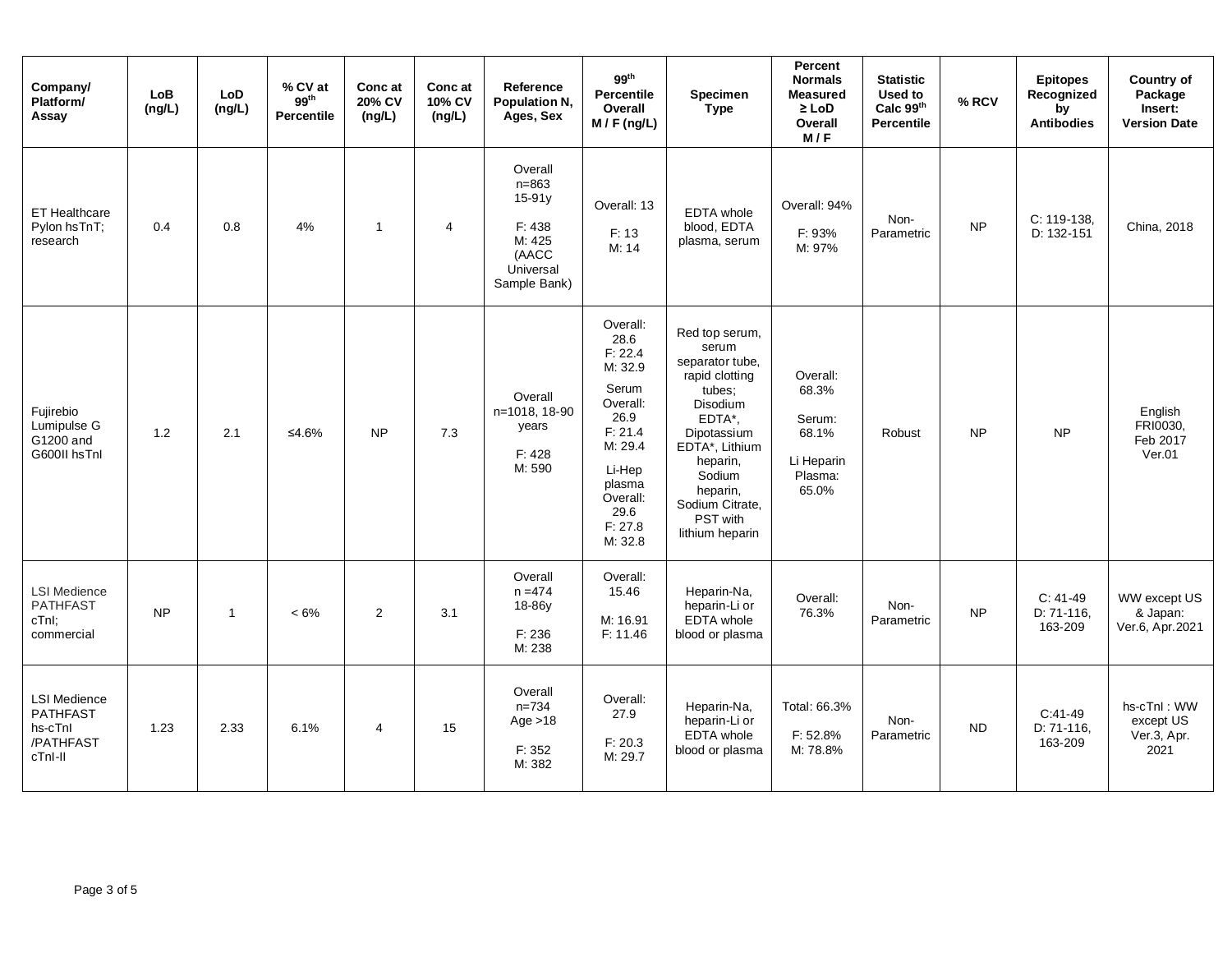| Company/ Platform/ Assay | LoB (ng/L) | LoD (ng/L) | % CV at 99th Percentile | Conc at 20% CV (ng/L) | Conc at 10% CV (ng/L) | Reference Population N, Ages, Sex | 99th Percentile Overall M / F (ng/L) | Specimen Type | Percent Normals Measured ≥ LoD Overall M / F | Statistic Used to Calc 99th Percentile | % RCV | Epitopes Recognized by Antibodies | Country of Package Insert: Version Date |
|---|---|---|---|---|---|---|---|---|---|---|---|---|---|
| ET Healthcare Pylon hsTnT; research | 0.4 | 0.8 | 4% | 1 | 4 | Overall n=863 15-91y F: 438 M: 425 (AACC Universal Sample Bank) | Overall: 13 F: 13 M: 14 | EDTA whole blood, EDTA plasma, serum | Overall: 94% F: 93% M: 97% | Non-Parametric | NP | C: 119-138, D: 132-151 | China, 2018 |
| Fujirebio Lumipulse G G1200 and G600II hsTnI | 1.2 | 2.1 | ≤4.6% | NP | 7.3 | Overall n=1018, 18-90 years F: 428 M: 590 | Overall: 28.6 F: 22.4 M: 32.9 Serum Overall: 26.9 F: 21.4 M: 29.4 Li-Hep plasma Overall: 29.6 F: 27.8 M: 32.8 | Red top serum, serum separator tube, rapid clotting tubes; Disodium EDTA*, Dipotassium EDTA*, Lithium heparin, Sodium heparin, Sodium Citrate, PST with lithium heparin | Overall: 68.3% Serum: 68.1% Li Heparin Plasma: 65.0% | Robust | NP | NP | English FRI0030, Feb 2017 Ver.01 |
| LSI Medience PATHFAST cTnI; commercial | NP | 1 | < 6% | 2 | 3.1 | Overall n =474 18-86y F: 236 M: 238 | Overall: 15.46 M: 16.91 F: 11.46 | Heparin-Na, heparin-Li or EDTA whole blood or plasma | Overall: 76.3% | Non-Parametric | NP | C: 41-49 D: 71-116, 163-209 | WW except US & Japan: Ver.6, Apr.2021 |
| LSI Medience PATHFAST hs-cTnI /PATHFAST cTnI-II | 1.23 | 2.33 | 6.1% | 4 | 15 | Overall n=734 Age >18 F: 352 M: 382 | Overall: 27.9 F: 20.3 M: 29.7 | Heparin-Na, heparin-Li or EDTA whole blood or plasma | Total: 66.3% F: 52.8% M: 78.8% | Non-Parametric | ND | C:41-49 D: 71-116, 163-209 | hs-cTnI : WW except US Ver.3, Apr. 2021 |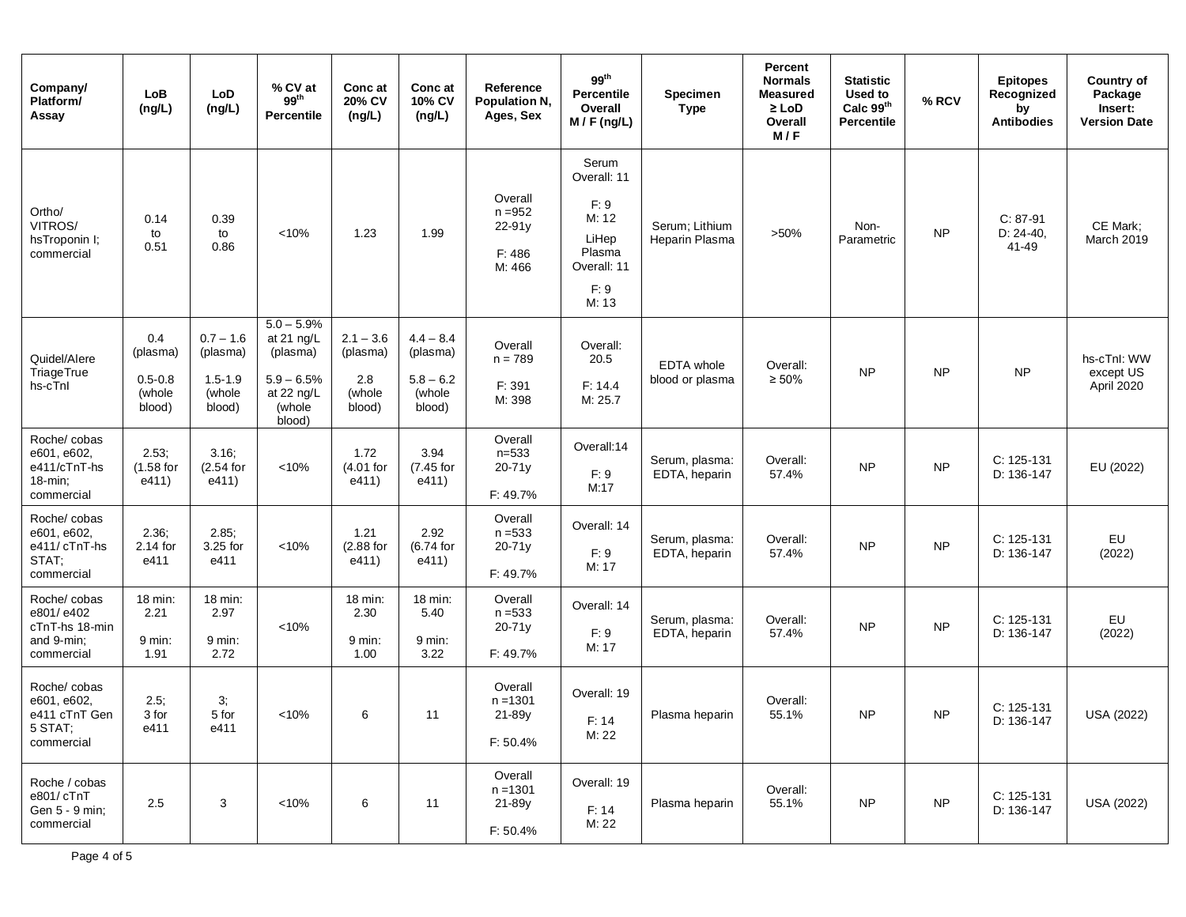| Company/ Platform/ Assay | LoB (ng/L) | LoD (ng/L) | % CV at 99th Percentile | Conc at 20% CV (ng/L) | Conc at 10% CV (ng/L) | Reference Population N, Ages, Sex | 99th Percentile Overall M / F (ng/L) | Specimen Type | Percent Normals Measured ≥ LoD Overall M / F | Statistic Used to Calc 99th Percentile | % RCV | Epitopes Recognized by Antibodies | Country of Package Insert: Version Date |
|---|---|---|---|---|---|---|---|---|---|---|---|---|---|
| Ortho/ VITROS/ hsTroponin I; commercial | 0.14 to 0.51 | 0.39 to 0.86 | <10% | 1.23 | 1.99 | Overall n =952 22-91y F: 486 M: 466 | Serum Overall: 11 F: 9 M: 12 LiHep Plasma Overall: 11 F: 9 M: 13 | Serum; Lithium Heparin Plasma | >50% | Non-Parametric | NP | C: 87-91 D: 24-40, 41-49 | CE Mark; March 2019 |
| Quidel/Alere TriageTrue hs-cTnI | 0.4 (plasma) 0.5-0.8 (whole blood) | 0.7 – 1.6 (plasma) 1.5-1.9 (whole blood) | 5.0 – 5.9% at 21 ng/L (plasma) 5.9 – 6.5% at 22 ng/L (whole blood) | 2.1 – 3.6 (plasma) 2.8 (whole blood) | 4.4 – 8.4 (plasma) 5.8 – 6.2 (whole blood) | Overall n = 789 F: 391 M: 398 | Overall: 20.5 F: 14.4 M: 25.7 | EDTA whole blood or plasma | Overall: ≥ 50% | NP | NP | NP | hs-cTnI: WW except US April 2020 |
| Roche/ cobas e601, e602, e411/cTnT-hs 18-min; commercial | 2.53; (1.58 for e411) | 3.16; (2.54 for e411) | <10% | 1.72 (4.01 for e411) | 3.94 (7.45 for e411) | Overall n=533 20-71y F: 49.7% | Overall:14 F: 9 M:17 | Serum, plasma: EDTA, heparin | Overall: 57.4% | NP | NP | C: 125-131 D: 136-147 | EU (2022) |
| Roche/ cobas e601, e602, e411/ cTnT-hs STAT; commercial | 2.36; 2.14 for e411 | 2.85; 3.25 for e411 | <10% | 1.21 (2.88 for e411) | 2.92 (6.74 for e411) | Overall n =533 20-71y F: 49.7% | Overall: 14 F: 9 M: 17 | Serum, plasma: EDTA, heparin | Overall: 57.4% | NP | NP | C: 125-131 D: 136-147 | EU (2022) |
| Roche/ cobas e801/ e402 cTnT-hs 18-min and 9-min; commercial | 18 min: 2.21 9 min: 1.91 | 18 min: 2.97 9 min: 2.72 | <10% | 18 min: 2.30 9 min: 1.00 | 18 min: 5.40 9 min: 3.22 | Overall n =533 20-71y F: 49.7% | Overall: 14 F: 9 M: 17 | Serum, plasma: EDTA, heparin | Overall: 57.4% | NP | NP | C: 125-131 D: 136-147 | EU (2022) |
| Roche/ cobas e601, e602, e411 cTnT Gen 5 STAT; commercial | 2.5; 3 for e411 | 3; 5 for e411 | <10% | 6 | 11 | Overall n =1301 21-89y F: 50.4% | Overall: 19 F: 14 M: 22 | Plasma heparin | Overall: 55.1% | NP | NP | C: 125-131 D: 136-147 | USA (2022) |
| Roche / cobas e801/ cTnT Gen 5 - 9 min; commercial | 2.5 | 3 | <10% | 6 | 11 | Overall n =1301 21-89y F: 50.4% | Overall: 19 F: 14 M: 22 | Plasma heparin | Overall: 55.1% | NP | NP | C: 125-131 D: 136-147 | USA (2022) |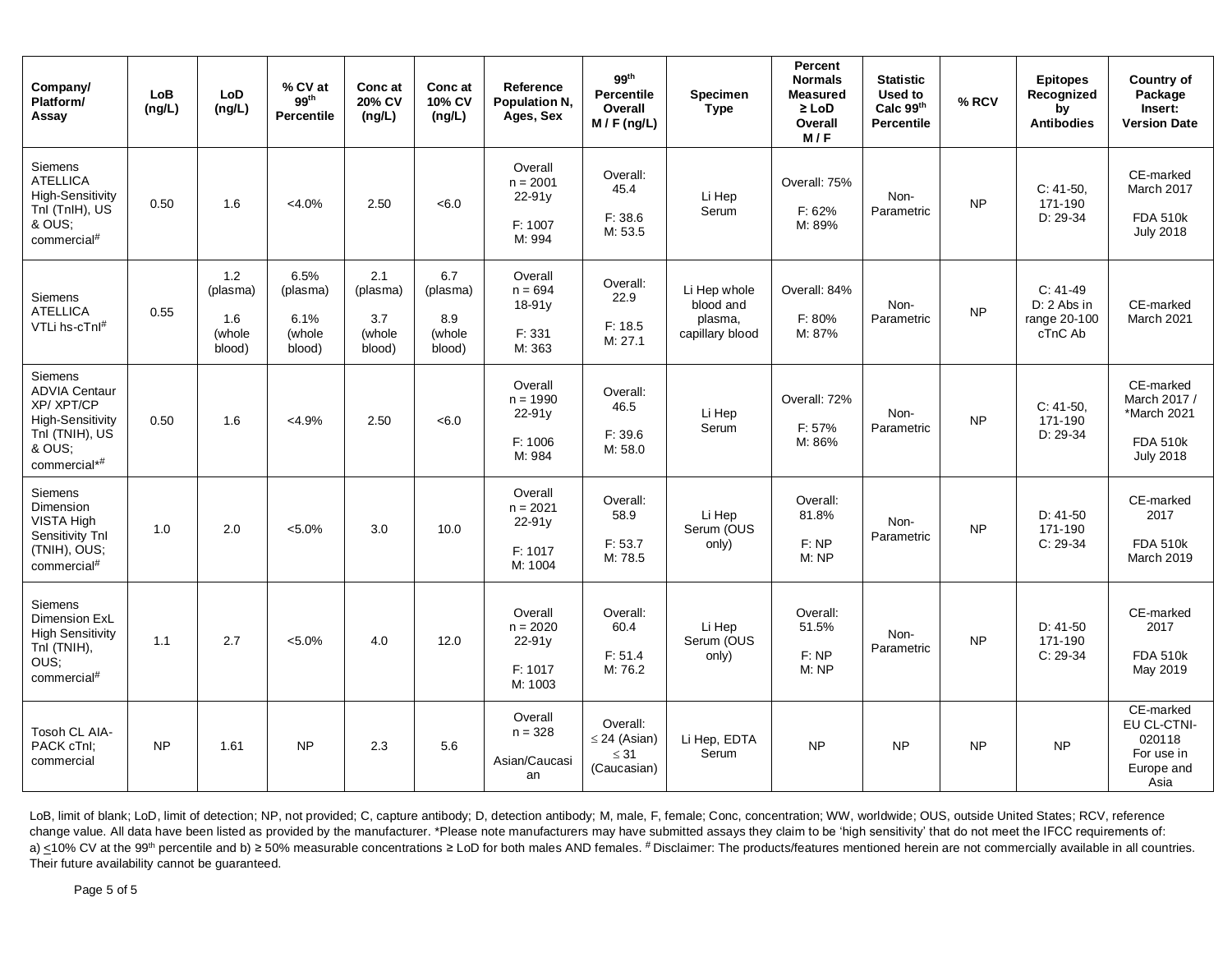| Company/ Platform/ Assay | LoB (ng/L) | LoD (ng/L) | % CV at 99th Percentile | Conc at 20% CV (ng/L) | Conc at 10% CV (ng/L) | Reference Population N, Ages, Sex | 99th Percentile Overall M / F (ng/L) | Specimen Type | Percent Normals Measured ≥ LoD Overall M / F | Statistic Used to Calc 99th Percentile | % RCV | Epitopes Recognized by Antibodies | Country of Package Insert: Version Date |
|---|---|---|---|---|---|---|---|---|---|---|---|---|---|
| Siemens ATELLICA High-Sensitivity TnI (TnIH), US & OUS; commercial# | 0.50 | 1.6 | <4.0% | 2.50 | <6.0 | Overall n = 2001 22-91y F: 1007 M: 994 | Overall: 45.4 F: 38.6 M: 53.5 | Li Hep Serum | Overall: 75% F: 62% M: 89% | Non-Parametric | NP | C: 41-50, 171-190 D: 29-34 | CE-marked March 2017 FDA 510k July 2018 |
| Siemens ATELLICA VTLi hs-cTnI# | 0.55 | 1.2 (plasma) 1.6 (whole blood) | 6.5% (plasma) 6.1% (whole blood) | 2.1 (plasma) 3.7 (whole blood) | 6.7 (plasma) 8.9 (whole blood) | Overall n = 694 18-91y F: 331 M: 363 | Overall: 22.9 F: 18.5 M: 27.1 | Li Hep whole blood and plasma, capillary blood | Overall: 84% F: 80% M: 87% | Non-Parametric | NP | C: 41-49 D: 2 Abs in range 20-100 cTnC Ab | CE-marked March 2021 |
| Siemens ADVIA Centaur XP/ XPT/CP High-Sensitivity TnI (TNIH), US & OUS; commercial*# | 0.50 | 1.6 | <4.9% | 2.50 | <6.0 | Overall n = 1990 22-91y F: 1006 M: 984 | Overall: 46.5 F: 39.6 M: 58.0 | Li Hep Serum | Overall: 72% F: 57% M: 86% | Non-Parametric | NP | C: 41-50, 171-190 D: 29-34 | CE-marked March 2017 / *March 2021 FDA 510k July 2018 |
| Siemens Dimension VISTA High Sensitivity TnI (TNIH), OUS; commercial# | 1.0 | 2.0 | <5.0% | 3.0 | 10.0 | Overall n = 2021 22-91y F: 1017 M: 1004 | Overall: 58.9 F: 53.7 M: 78.5 | Li Hep Serum (OUS only) | Overall: 81.8% F: NP M: NP | Non-Parametric | NP | D: 41-50 171-190 C: 29-34 | CE-marked 2017 FDA 510k March 2019 |
| Siemens Dimension ExL High Sensitivity TnI (TNIH), OUS; commercial# | 1.1 | 2.7 | <5.0% | 4.0 | 12.0 | Overall n = 2020 22-91y F: 1017 M: 1003 | Overall: 60.4 F: 51.4 M: 76.2 | Li Hep Serum (OUS only) | Overall: 51.5% F: NP M: NP | Non-Parametric | NP | D: 41-50 171-190 C: 29-34 | CE-marked 2017 FDA 510k May 2019 |
| Tosoh CL AIA-PACK cTnI; commercial | NP | 1.61 | NP | 2.3 | 5.6 | Overall n = 328 Asian/Caucasian | Overall: ≤ 24 (Asian) ≤ 31 (Caucasian) | Li Hep, EDTA Serum | NP | NP | NP | NP | CE-marked EU CL-CTNI-020118 For use in Europe and Asia |

LoB, limit of blank; LoD, limit of detection; NP, not provided; C, capture antibody; D, detection antibody; M, male, F, female; Conc, concentration; WW, worldwide; OUS, outside United States; RCV, reference change value. All data have been listed as provided by the manufacturer. *Please note manufacturers may have submitted assays they claim to be 'high sensitivity' that do not meet the IFCC requirements of: a) ≤10% CV at the 99th percentile and b) ≥ 50% measurable concentrations ≥ LoD for both males AND females. # Disclaimer: The products/features mentioned herein are not commercially available in all countries. Their future availability cannot be guaranteed.